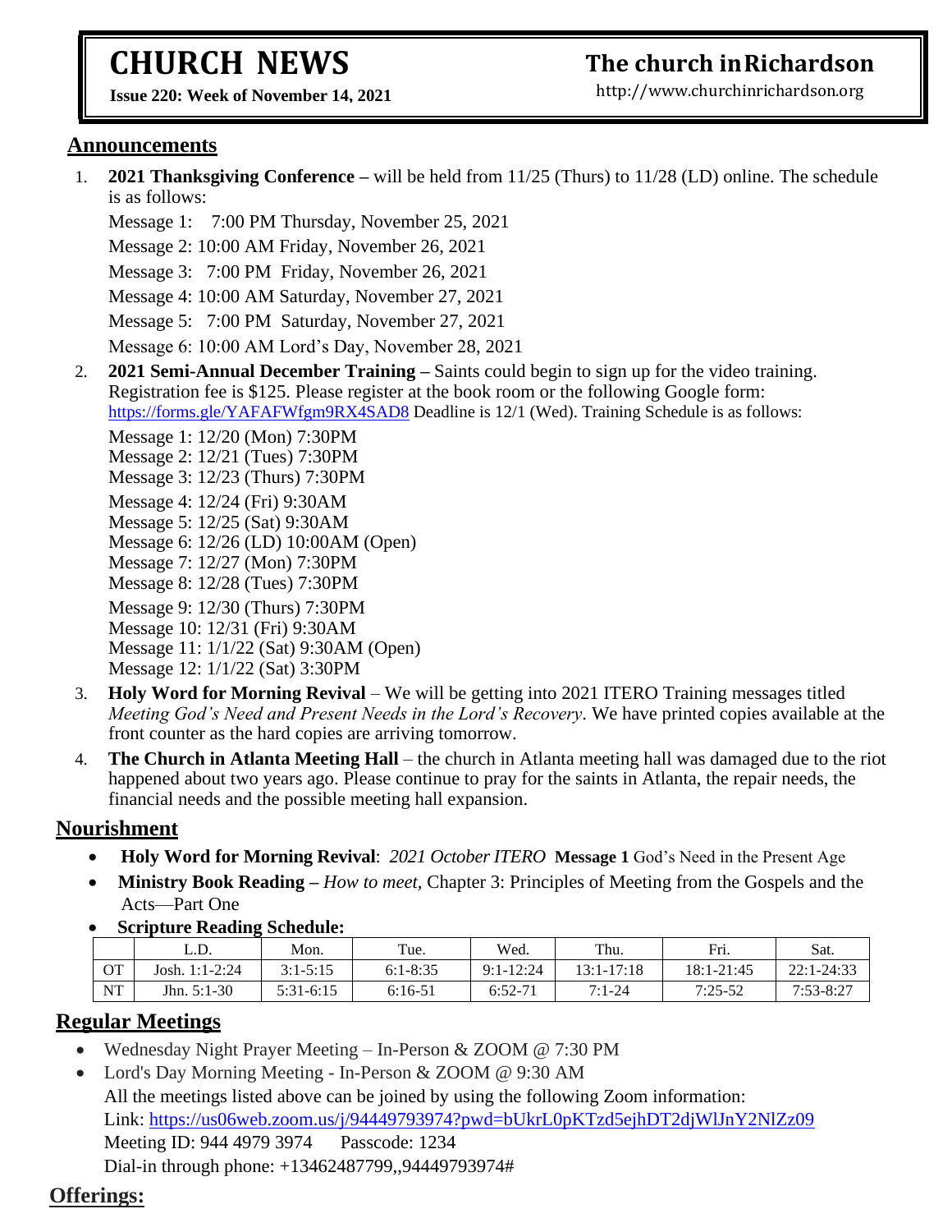# CHURCH NEWS

**Issue 220: Week of November 14, 2021**

## The church in Richardson

http://www.churchinrichardson.org

## Announcements

1. **2021 Thanksgiving Conference –** will be held from 11/25 (Thurs) to 11/28 (LD) online. The schedule is as follows:

   Message 1: 7:00 PM Thursday, November 25, 2021
   
   Message 2: 10:00 AM Friday, November 26, 2021
   
   Message 3: 7:00 PM Friday, November 26, 2021
   
   Message 4: 10:00 AM Saturday, November 27, 2021
   
   Message 5: 7:00 PM Saturday, November 27, 2021
   
   Message 6: 10:00 AM Lord's Day, November 28, 2021

2. **2021 Semi-Annual December Training –** Saints could begin to sign up for the video training. Registration fee is $125. Please register at the book room or the following Google form: https://forms.gle/YAFAFWfgm9RX4SAD8 Deadline is 12/1 (Wed). Training Schedule is as follows:

   Message 1: 12/20 (Mon) 7:30PM
   Message 2: 12/21 (Tues) 7:30PM
   Message 3: 12/23 (Thurs) 7:30PM
   Message 4: 12/24 (Fri) 9:30AM
   Message 5: 12/25 (Sat) 9:30AM
   Message 6: 12/26 (LD) 10:00AM (Open)
   Message 7: 12/27 (Mon) 7:30PM
   Message 8: 12/28 (Tues) 7:30PM
   Message 9: 12/30 (Thurs) 7:30PM
   Message 10: 12/31 (Fri) 9:30AM
   Message 11: 1/1/22 (Sat) 9:30AM (Open)
   Message 12: 1/1/22 (Sat) 3:30PM

3. **Holy Word for Morning Revival** – We will be getting into 2021 ITERO Training messages titled *Meeting God's Need and Present Needs in the Lord's Recovery*. We have printed copies available at the front counter as the hard copies are arriving tomorrow.

4. **The Church in Atlanta Meeting Hall** – the church in Atlanta meeting hall was damaged due to the riot happened about two years ago. Please continue to pray for the saints in Atlanta, the repair needs, the financial needs and the possible meeting hall expansion.

## Nourishment

- **Holy Word for Morning Revival**: *2021 October ITERO* **Message 1** God's Need in the Present Age
- **Ministry Book Reading –** *How to meet,* Chapter 3: Principles of Meeting from the Gospels and the Acts—Part One
- **Scripture Reading Schedule:**

| | L.D. | Mon. | Tue. | Wed. | Thu. | Fri. | Sat. |
|---|---|---|---|---|---|---|---|
| OT | Josh. 1:1-2:24 | 3:1-5:15 | 6:1-8:35 | 9:1-12:24 | 13:1-17:18 | 18:1-21:45 | 22:1-24:33 |
| NT | Jhn. 5:1-30 | 5:31-6:15 | 6:16-51 | 6:52-71 | 7:1-24 | 7:25-52 | 7:53-8:27 |

## Regular Meetings

- Wednesday Night Prayer Meeting – In-Person & ZOOM @ 7:30 PM
- Lord's Day Morning Meeting - In-Person & ZOOM @ 9:30 AM

  All the meetings listed above can be joined by using the following Zoom information:
  
  Link: https://us06web.zoom.us/j/94449793974?pwd=bUkrL0pKTzd5ejhDT2djWlJnY2NlZz09
  
  Meeting ID: 944 4979 3974 Passcode: 1234
  
  Dial-in through phone: +13462487799,,94449793974#

## Offerings: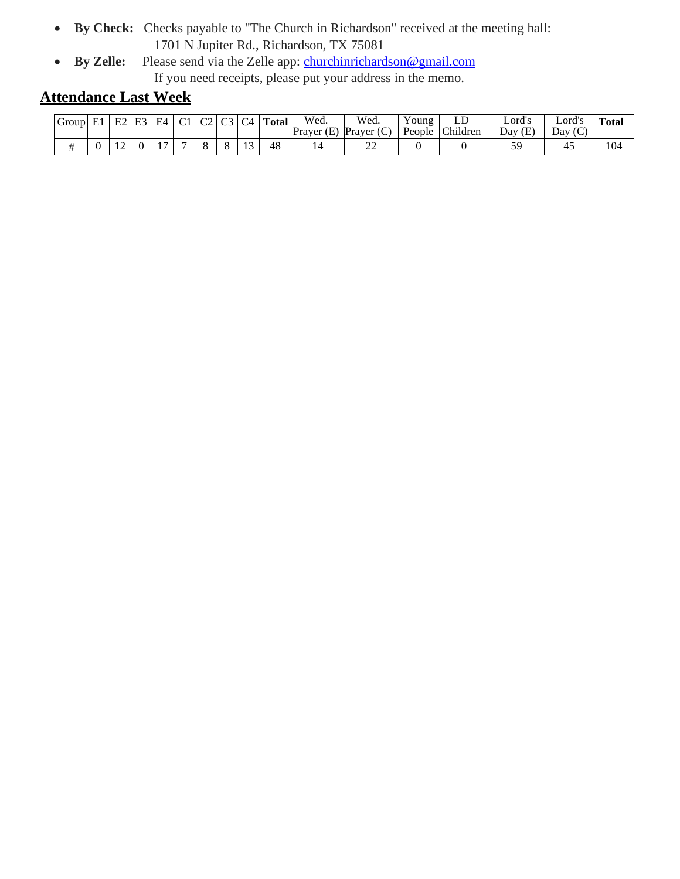- **By Check:** Checks payable to "The Church in Richardson" received at the meeting hall: 1701 N Jupiter Rd., Richardson, TX 75081
- **By Zelle:** Please send via the Zelle app: churchinrichardson@gmail.com If you need receipts, please put your address in the memo.

## Attendance Last Week

| Group | E1 | E2 | E3 | E4 | C1 | C2 | C3 | C4 | **Total** | Wed. Prayer (E) | Wed. Prayer (C) | Young People | LD Children | Lord's Day (E) | Lord's Day (C) | **Total** |
|---|---|---|---|---|---|---|---|---|---|---|---|---|---|---|---|---|
| # | 0 | 12 | 0 | 17 | 7 | 8 | 8 | 13 | 48 | 14 | 22 | 0 | 0 | 59 | 45 | 104 |